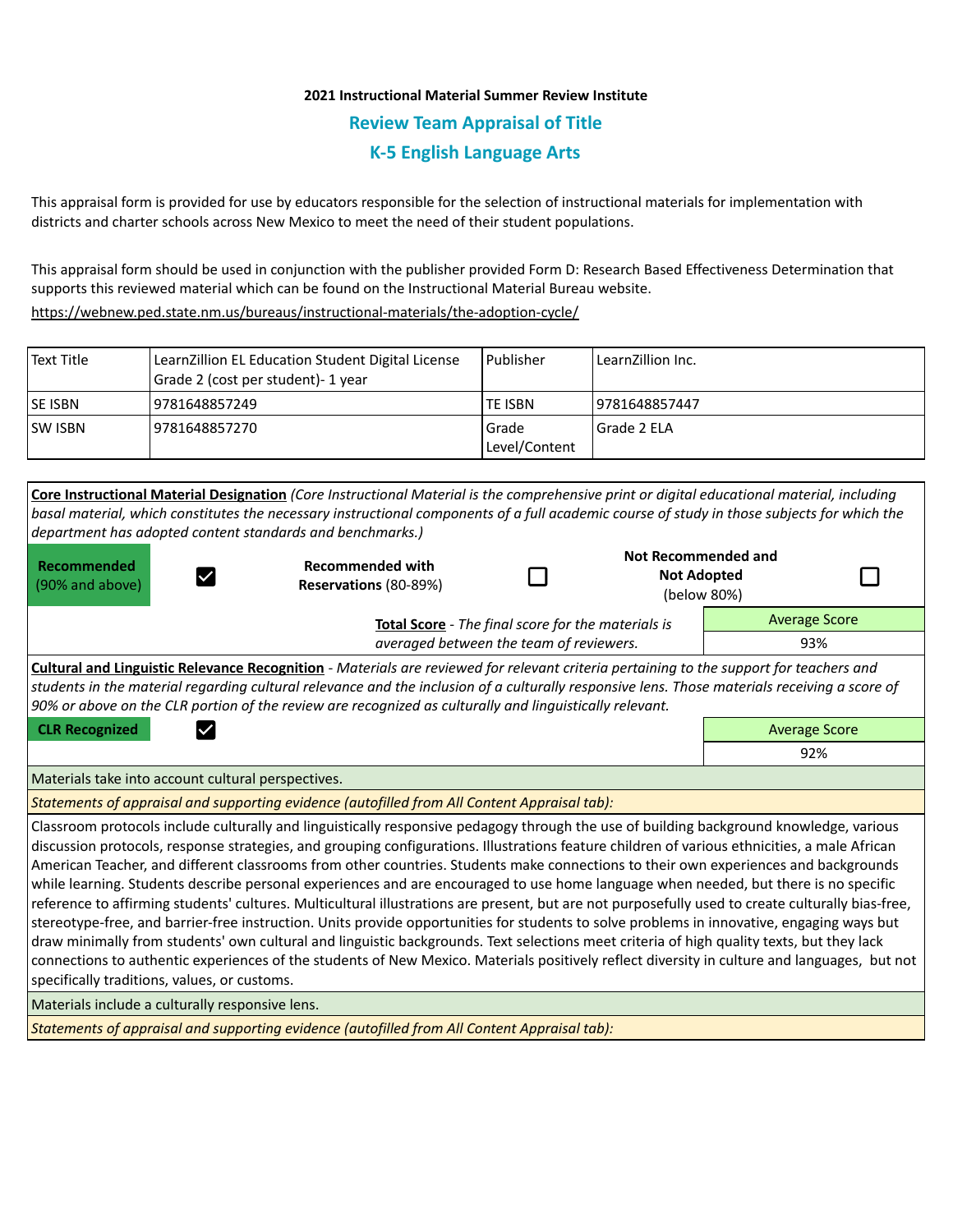**2021 Instructional Material Summer Review Institute**

## Review Team Appraisal of Title

## K-5 English Language Arts

This appraisal form is provided for use by educators responsible for the selection of instructional materials for implementation with districts and charter schools across New Mexico to meet the need of their student populations.

This appraisal form should be used in conjunction with the publisher provided Form D: Research Based Effectiveness Determination that supports this reviewed material which can be found on the Instructional Material Bureau website.

https://webnew.ped.state.nm.us/bureaus/instructional-materials/the-adoption-cycle/

| Text Title | LearnZillion EL Education Student Digital License Grade 2 (cost per student)- 1 year | Publisher | LearnZillion Inc. |
|---|---|---|---|
| SE ISBN | 9781648857249 | TE ISBN | 9781648857447 |
| SW ISBN | 9781648857270 | Grade Level/Content | Grade 2 ELA |

**Core Instructional Material Designation** *(Core Instructional Material is the comprehensive print or digital educational material, including basal material, which constitutes the necessary instructional components of a full academic course of study in those subjects for which the department has adopted content standards and benchmarks.)*

| **Recommended** (90% and above) | ☑ | **Recommended with Reservations** (80-89%) | ☐ | **Not Recommended and Not Adopted** (below 80%) | ☐ |
|---|---|---|---|---|---|

**Total Score** - *The final score for the materials is averaged between the team of reviewers.*

| Average Score |
|---|
| 93% |

**Cultural and Linguistic Relevance Recognition** - *Materials are reviewed for relevant criteria pertaining to the support for teachers and students in the material regarding cultural relevance and the inclusion of a culturally responsive lens. Those materials receiving a score of 90% or above on the CLR portion of the review are recognized as culturally and linguistically relevant.*

| **CLR Recognized** | ☑ |
|---|---|

| Average Score |
|---|
| 92% |

Materials take into account cultural perspectives.

*Statements of appraisal and supporting evidence (autofilled from All Content Appraisal tab):*

Classroom protocols include culturally and linguistically responsive pedagogy through the use of building background knowledge, various discussion protocols, response strategies, and grouping configurations. Illustrations feature children of various ethnicities, a male African American Teacher, and different classrooms from other countries. Students make connections to their own experiences and backgrounds while learning. Students describe personal experiences and are encouraged to use home language when needed, but there is no specific reference to affirming students' cultures. Multicultural illustrations are present, but are not purposefully used to create culturally bias-free, stereotype-free, and barrier-free instruction. Units provide opportunities for students to solve problems in innovative, engaging ways but draw minimally from students' own cultural and linguistic backgrounds. Text selections meet criteria of high quality texts, but they lack connections to authentic experiences of the students of New Mexico. Materials positively reflect diversity in culture and languages, but not specifically traditions, values, or customs.

Materials include a culturally responsive lens.

*Statements of appraisal and supporting evidence (autofilled from All Content Appraisal tab):*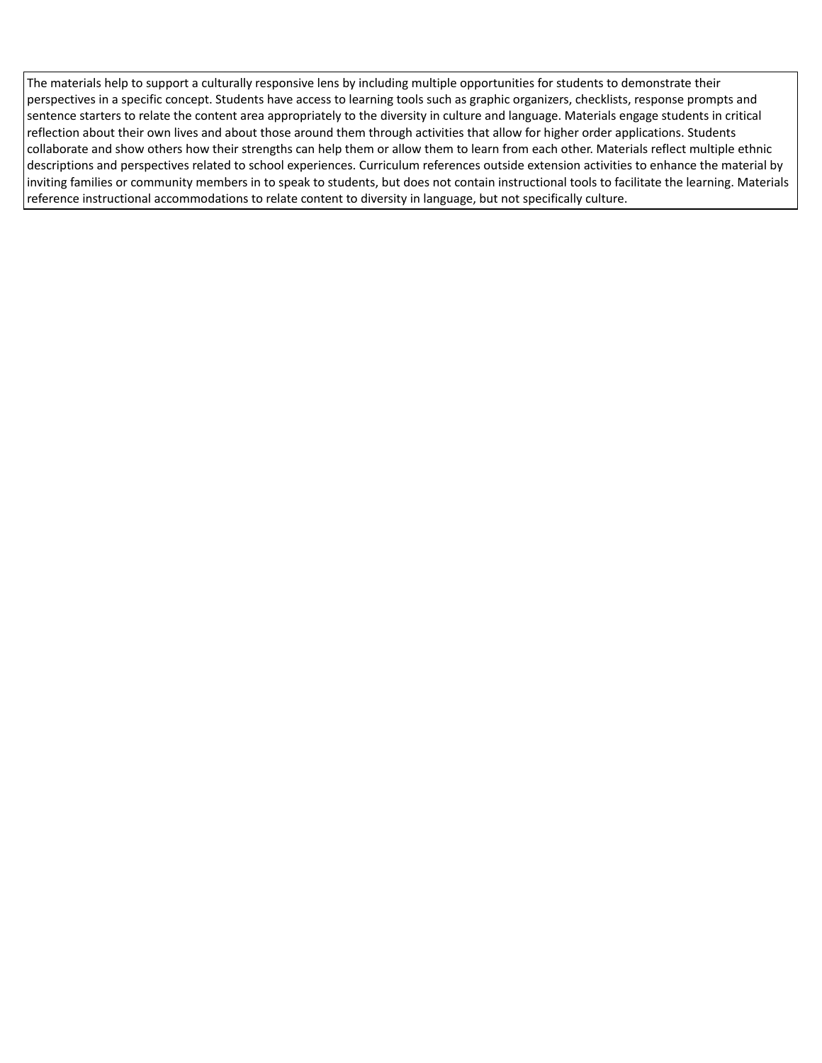The materials help to support a culturally responsive lens by including multiple opportunities for students to demonstrate their perspectives in a specific concept. Students have access to learning tools such as graphic organizers, checklists, response prompts and sentence starters to relate the content area appropriately to the diversity in culture and language. Materials engage students in critical reflection about their own lives and about those around them through activities that allow for higher order applications. Students collaborate and show others how their strengths can help them or allow them to learn from each other. Materials reflect multiple ethnic descriptions and perspectives related to school experiences. Curriculum references outside extension activities to enhance the material by inviting families or community members in to speak to students, but does not contain instructional tools to facilitate the learning. Materials reference instructional accommodations to relate content to diversity in language, but not specifically culture.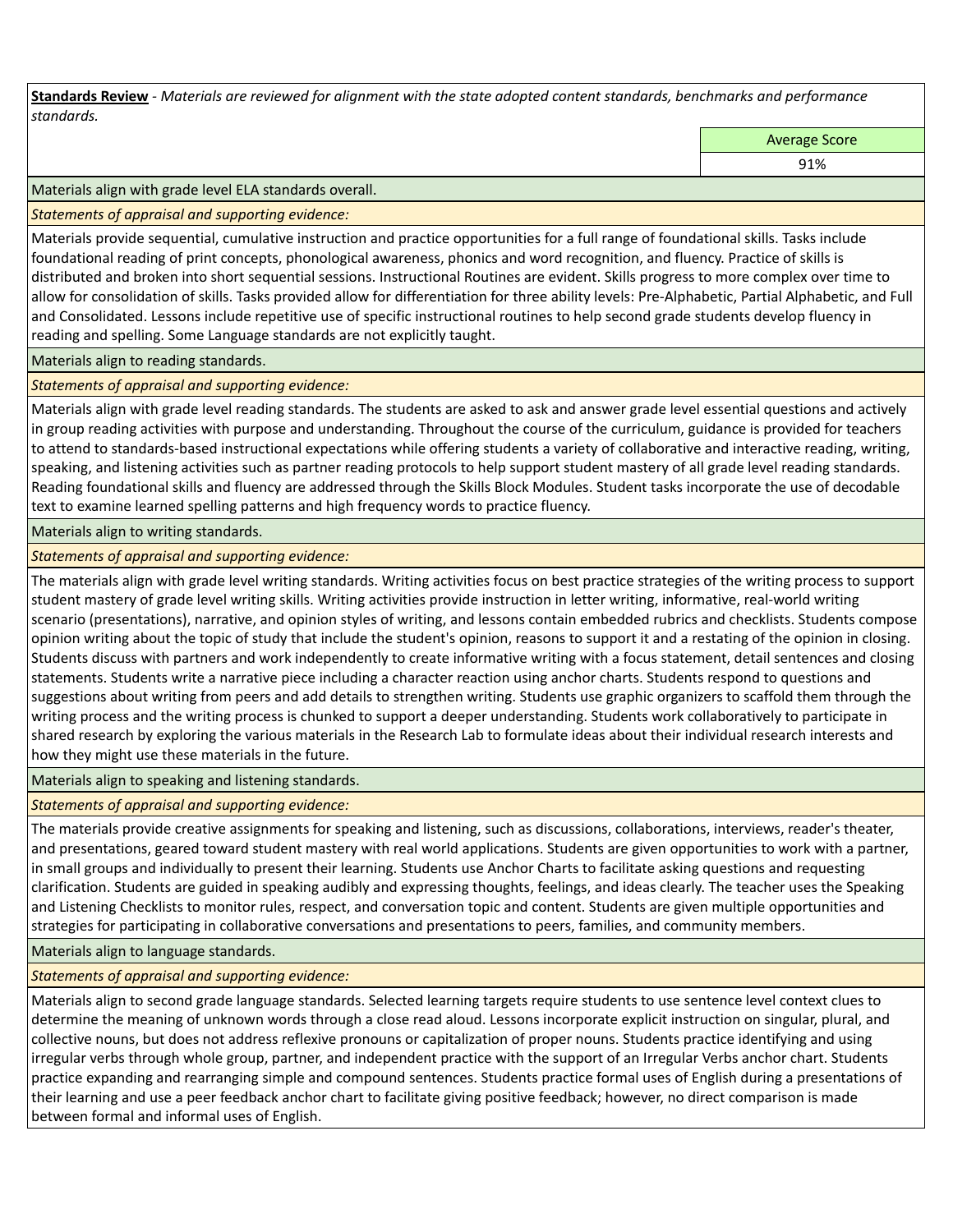**Standards Review** - *Materials are reviewed for alignment with the state adopted content standards, benchmarks and performance standards.*

| | Average Score |
|---|---|
| | 91% |

Materials align with grade level ELA standards overall.

*Statements of appraisal and supporting evidence:*

Materials provide sequential, cumulative instruction and practice opportunities for a full range of foundational skills. Tasks include foundational reading of print concepts, phonological awareness, phonics and word recognition, and fluency. Practice of skills is distributed and broken into short sequential sessions. Instructional Routines are evident. Skills progress to more complex over time to allow for consolidation of skills. Tasks provided allow for differentiation for three ability levels: Pre-Alphabetic, Partial Alphabetic, and Full and Consolidated. Lessons include repetitive use of specific instructional routines to help second grade students develop fluency in reading and spelling. Some Language standards are not explicitly taught.

Materials align to reading standards.

*Statements of appraisal and supporting evidence:*

Materials align with grade level reading standards. The students are asked to ask and answer grade level essential questions and actively in group reading activities with purpose and understanding. Throughout the course of the curriculum, guidance is provided for teachers to attend to standards-based instructional expectations while offering students a variety of collaborative and interactive reading, writing, speaking, and listening activities such as partner reading protocols to help support student mastery of all grade level reading standards. Reading foundational skills and fluency are addressed through the Skills Block Modules. Student tasks incorporate the use of decodable text to examine learned spelling patterns and high frequency words to practice fluency.

Materials align to writing standards.

*Statements of appraisal and supporting evidence:*

The materials align with grade level writing standards. Writing activities focus on best practice strategies of the writing process to support student mastery of grade level writing skills. Writing activities provide instruction in letter writing, informative, real-world writing scenario (presentations), narrative, and opinion styles of writing, and lessons contain embedded rubrics and checklists. Students compose opinion writing about the topic of study that include the student's opinion, reasons to support it and a restating of the opinion in closing. Students discuss with partners and work independently to create informative writing with a focus statement, detail sentences and closing statements. Students write a narrative piece including a character reaction using anchor charts. Students respond to questions and suggestions about writing from peers and add details to strengthen writing. Students use graphic organizers to scaffold them through the writing process and the writing process is chunked to support a deeper understanding. Students work collaboratively to participate in shared research by exploring the various materials in the Research Lab to formulate ideas about their individual research interests and how they might use these materials in the future.

Materials align to speaking and listening standards.

*Statements of appraisal and supporting evidence:*

The materials provide creative assignments for speaking and listening, such as discussions, collaborations, interviews, reader's theater, and presentations, geared toward student mastery with real world applications. Students are given opportunities to work with a partner, in small groups and individually to present their learning. Students use Anchor Charts to facilitate asking questions and requesting clarification. Students are guided in speaking audibly and expressing thoughts, feelings, and ideas clearly. The teacher uses the Speaking and Listening Checklists to monitor rules, respect, and conversation topic and content. Students are given multiple opportunities and strategies for participating in collaborative conversations and presentations to peers, families, and community members.

Materials align to language standards.

*Statements of appraisal and supporting evidence:*

Materials align to second grade language standards. Selected learning targets require students to use sentence level context clues to determine the meaning of unknown words through a close read aloud. Lessons incorporate explicit instruction on singular, plural, and collective nouns, but does not address reflexive pronouns or capitalization of proper nouns. Students practice identifying and using irregular verbs through whole group, partner, and independent practice with the support of an Irregular Verbs anchor chart. Students practice expanding and rearranging simple and compound sentences. Students practice formal uses of English during a presentations of their learning and use a peer feedback anchor chart to facilitate giving positive feedback; however, no direct comparison is made between formal and informal uses of English.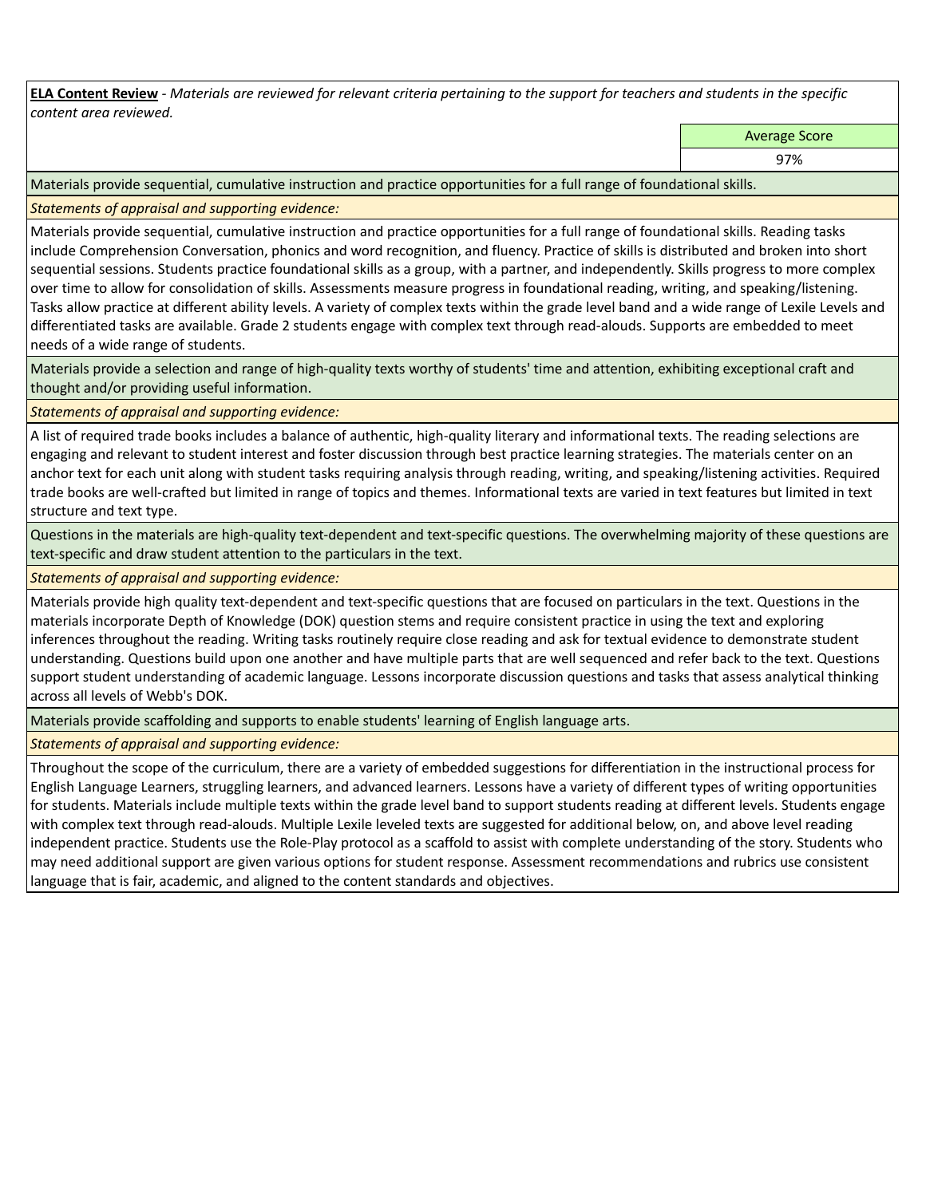**ELA Content Review** - *Materials are reviewed for relevant criteria pertaining to the support for teachers and students in the specific content area reviewed.*

| Average Score |
| --- |
| 97% |

Materials provide sequential, cumulative instruction and practice opportunities for a full range of foundational skills.

*Statements of appraisal and supporting evidence:*

Materials provide sequential, cumulative instruction and practice opportunities for a full range of foundational skills. Reading tasks include Comprehension Conversation, phonics and word recognition, and fluency. Practice of skills is distributed and broken into short sequential sessions. Students practice foundational skills as a group, with a partner, and independently. Skills progress to more complex over time to allow for consolidation of skills. Assessments measure progress in foundational reading, writing, and speaking/listening. Tasks allow practice at different ability levels. A variety of complex texts within the grade level band and a wide range of Lexile Levels and differentiated tasks are available. Grade 2 students engage with complex text through read-alouds. Supports are embedded to meet needs of a wide range of students.

Materials provide a selection and range of high-quality texts worthy of students' time and attention, exhibiting exceptional craft and thought and/or providing useful information.

*Statements of appraisal and supporting evidence:*

A list of required trade books includes a balance of authentic, high-quality literary and informational texts. The reading selections are engaging and relevant to student interest and foster discussion through best practice learning strategies. The materials center on an anchor text for each unit along with student tasks requiring analysis through reading, writing, and speaking/listening activities. Required trade books are well-crafted but limited in range of topics and themes. Informational texts are varied in text features but limited in text structure and text type.

Questions in the materials are high-quality text-dependent and text-specific questions. The overwhelming majority of these questions are text-specific and draw student attention to the particulars in the text.

*Statements of appraisal and supporting evidence:*

Materials provide high quality text-dependent and text-specific questions that are focused on particulars in the text. Questions in the materials incorporate Depth of Knowledge (DOK) question stems and require consistent practice in using the text and exploring inferences throughout the reading. Writing tasks routinely require close reading and ask for textual evidence to demonstrate student understanding. Questions build upon one another and have multiple parts that are well sequenced and refer back to the text. Questions support student understanding of academic language. Lessons incorporate discussion questions and tasks that assess analytical thinking across all levels of Webb's DOK.

Materials provide scaffolding and supports to enable students' learning of English language arts.

*Statements of appraisal and supporting evidence:*

Throughout the scope of the curriculum, there are a variety of embedded suggestions for differentiation in the instructional process for English Language Learners, struggling learners, and advanced learners. Lessons have a variety of different types of writing opportunities for students. Materials include multiple texts within the grade level band to support students reading at different levels. Students engage with complex text through read-alouds. Multiple Lexile leveled texts are suggested for additional below, on, and above level reading independent practice. Students use the Role-Play protocol as a scaffold to assist with complete understanding of the story. Students who may need additional support are given various options for student response. Assessment recommendations and rubrics use consistent language that is fair, academic, and aligned to the content standards and objectives.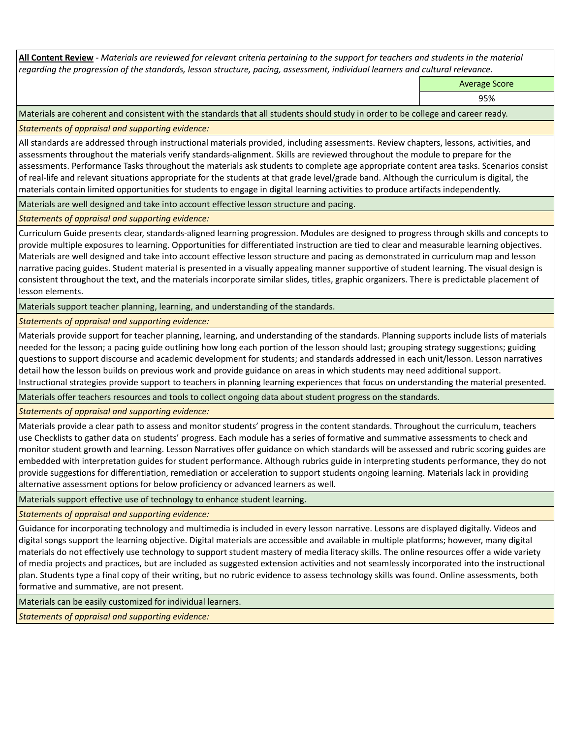**All Content Review** - *Materials are reviewed for relevant criteria pertaining to the support for teachers and students in the material regarding the progression of the standards, lesson structure, pacing, assessment, individual learners and cultural relevance.*

| | Average Score |
|---|---|
| | 95% |

Materials are coherent and consistent with the standards that all students should study in order to be college and career ready.

*Statements of appraisal and supporting evidence:*

All standards are addressed through instructional materials provided, including assessments. Review chapters, lessons, activities, and assessments throughout the materials verify standards-alignment. Skills are reviewed throughout the module to prepare for the assessments. Performance Tasks throughout the materials ask students to complete age appropriate content area tasks. Scenarios consist of real-life and relevant situations appropriate for the students at that grade level/grade band. Although the curriculum is digital, the materials contain limited opportunities for students to engage in digital learning activities to produce artifacts independently.

Materials are well designed and take into account effective lesson structure and pacing.

*Statements of appraisal and supporting evidence:*

Curriculum Guide presents clear, standards-aligned learning progression. Modules are designed to progress through skills and concepts to provide multiple exposures to learning. Opportunities for differentiated instruction are tied to clear and measurable learning objectives. Materials are well designed and take into account effective lesson structure and pacing as demonstrated in curriculum map and lesson narrative pacing guides. Student material is presented in a visually appealing manner supportive of student learning. The visual design is consistent throughout the text, and the materials incorporate similar slides, titles, graphic organizers. There is predictable placement of lesson elements.

Materials support teacher planning, learning, and understanding of the standards.

*Statements of appraisal and supporting evidence:*

Materials provide support for teacher planning, learning, and understanding of the standards. Planning supports include lists of materials needed for the lesson; a pacing guide outlining how long each portion of the lesson should last; grouping strategy suggestions; guiding questions to support discourse and academic development for students; and standards addressed in each unit/lesson. Lesson narratives detail how the lesson builds on previous work and provide guidance on areas in which students may need additional support. Instructional strategies provide support to teachers in planning learning experiences that focus on understanding the material presented.

Materials offer teachers resources and tools to collect ongoing data about student progress on the standards.

*Statements of appraisal and supporting evidence:*

Materials provide a clear path to assess and monitor students' progress in the content standards. Throughout the curriculum, teachers use Checklists to gather data on students' progress. Each module has a series of formative and summative assessments to check and monitor student growth and learning. Lesson Narratives offer guidance on which standards will be assessed and rubric scoring guides are embedded with interpretation guides for student performance. Although rubrics guide in interpreting students performance, they do not provide suggestions for differentiation, remediation or acceleration to support students ongoing learning. Materials lack in providing alternative assessment options for below proficiency or advanced learners as well.

Materials support effective use of technology to enhance student learning.

*Statements of appraisal and supporting evidence:*

Guidance for incorporating technology and multimedia is included in every lesson narrative. Lessons are displayed digitally. Videos and digital songs support the learning objective. Digital materials are accessible and available in multiple platforms; however, many digital materials do not effectively use technology to support student mastery of media literacy skills. The online resources offer a wide variety of media projects and practices, but are included as suggested extension activities and not seamlessly incorporated into the instructional plan. Students type a final copy of their writing, but no rubric evidence to assess technology skills was found. Online assessments, both formative and summative, are not present.

Materials can be easily customized for individual learners.

*Statements of appraisal and supporting evidence:*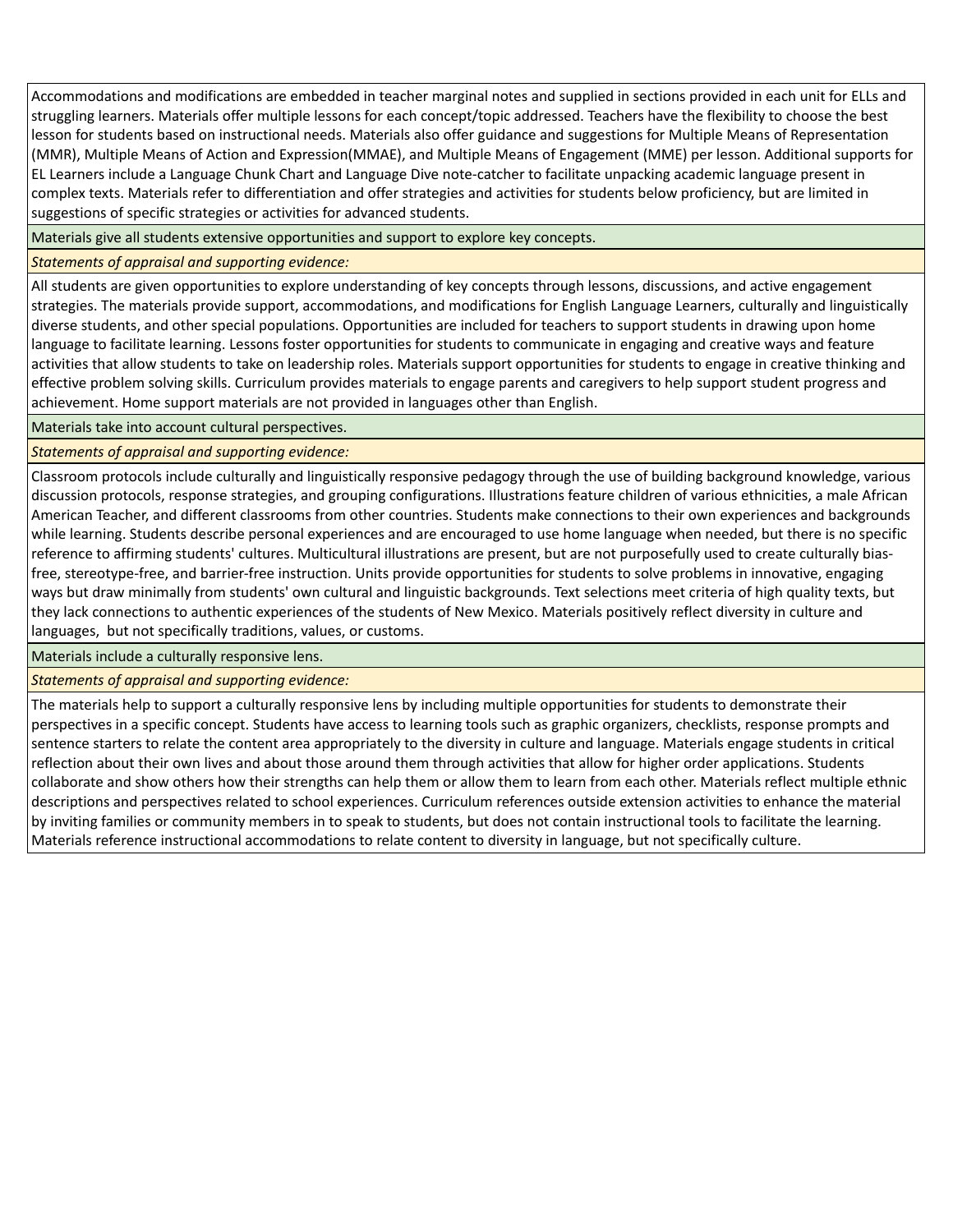Accommodations and modifications are embedded in teacher marginal notes and supplied in sections provided in each unit for ELLs and struggling learners. Materials offer multiple lessons for each concept/topic addressed. Teachers have the flexibility to choose the best lesson for students based on instructional needs. Materials also offer guidance and suggestions for Multiple Means of Representation (MMR), Multiple Means of Action and Expression(MMAE), and Multiple Means of Engagement (MME) per lesson. Additional supports for EL Learners include a Language Chunk Chart and Language Dive note-catcher to facilitate unpacking academic language present in complex texts. Materials refer to differentiation and offer strategies and activities for students below proficiency, but are limited in suggestions of specific strategies or activities for advanced students.

Materials give all students extensive opportunities and support to explore key concepts.

*Statements of appraisal and supporting evidence:*

All students are given opportunities to explore understanding of key concepts through lessons, discussions, and active engagement strategies. The materials provide support, accommodations, and modifications for English Language Learners, culturally and linguistically diverse students, and other special populations. Opportunities are included for teachers to support students in drawing upon home language to facilitate learning. Lessons foster opportunities for students to communicate in engaging and creative ways and feature activities that allow students to take on leadership roles. Materials support opportunities for students to engage in creative thinking and effective problem solving skills. Curriculum provides materials to engage parents and caregivers to help support student progress and achievement. Home support materials are not provided in languages other than English.

Materials take into account cultural perspectives.

*Statements of appraisal and supporting evidence:*

Classroom protocols include culturally and linguistically responsive pedagogy through the use of building background knowledge, various discussion protocols, response strategies, and grouping configurations. Illustrations feature children of various ethnicities, a male African American Teacher, and different classrooms from other countries. Students make connections to their own experiences and backgrounds while learning. Students describe personal experiences and are encouraged to use home language when needed, but there is no specific reference to affirming students' cultures. Multicultural illustrations are present, but are not purposefully used to create culturally bias-free, stereotype-free, and barrier-free instruction. Units provide opportunities for students to solve problems in innovative, engaging ways but draw minimally from students' own cultural and linguistic backgrounds. Text selections meet criteria of high quality texts, but they lack connections to authentic experiences of the students of New Mexico. Materials positively reflect diversity in culture and languages, but not specifically traditions, values, or customs.

Materials include a culturally responsive lens.

*Statements of appraisal and supporting evidence:*

The materials help to support a culturally responsive lens by including multiple opportunities for students to demonstrate their perspectives in a specific concept. Students have access to learning tools such as graphic organizers, checklists, response prompts and sentence starters to relate the content area appropriately to the diversity in culture and language. Materials engage students in critical reflection about their own lives and about those around them through activities that allow for higher order applications. Students collaborate and show others how their strengths can help them or allow them to learn from each other. Materials reflect multiple ethnic descriptions and perspectives related to school experiences. Curriculum references outside extension activities to enhance the material by inviting families or community members in to speak to students, but does not contain instructional tools to facilitate the learning. Materials reference instructional accommodations to relate content to diversity in language, but not specifically culture.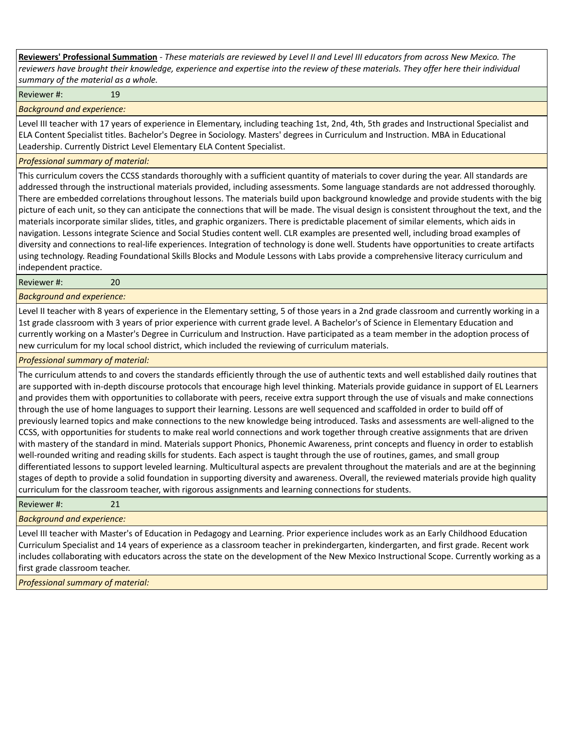**Reviewers' Professional Summation** - *These materials are reviewed by Level II and Level III educators from across New Mexico. The reviewers have brought their knowledge, experience and expertise into the review of these materials. They offer here their individual summary of the material as a whole.*

Reviewer #: 19

*Background and experience:*

Level III teacher with 17 years of experience in Elementary, including teaching 1st, 2nd, 4th, 5th grades and Instructional Specialist and ELA Content Specialist titles. Bachelor's Degree in Sociology. Masters' degrees in Curriculum and Instruction. MBA in Educational Leadership. Currently District Level Elementary ELA Content Specialist.

*Professional summary of material:*

This curriculum covers the CCSS standards thoroughly with a sufficient quantity of materials to cover during the year. All standards are addressed through the instructional materials provided, including assessments. Some language standards are not addressed thoroughly. There are embedded correlations throughout lessons. The materials build upon background knowledge and provide students with the big picture of each unit, so they can anticipate the connections that will be made. The visual design is consistent throughout the text, and the materials incorporate similar slides, titles, and graphic organizers. There is predictable placement of similar elements, which aids in navigation. Lessons integrate Science and Social Studies content well. CLR examples are presented well, including broad examples of diversity and connections to real-life experiences. Integration of technology is done well. Students have opportunities to create artifacts using technology. Reading Foundational Skills Blocks and Module Lessons with Labs provide a comprehensive literacy curriculum and independent practice.

Reviewer #: 20

*Background and experience:*

Level II teacher with 8 years of experience in the Elementary setting, 5 of those years in a 2nd grade classroom and currently working in a 1st grade classroom with 3 years of prior experience with current grade level. A Bachelor's of Science in Elementary Education and currently working on a Master's Degree in Curriculum and Instruction. Have participated as a team member in the adoption process of new curriculum for my local school district, which included the reviewing of curriculum materials.

*Professional summary of material:*

The curriculum attends to and covers the standards efficiently through the use of authentic texts and well established daily routines that are supported with in-depth discourse protocols that encourage high level thinking. Materials provide guidance in support of EL Learners and provides them with opportunities to collaborate with peers, receive extra support through the use of visuals and make connections through the use of home languages to support their learning. Lessons are well sequenced and scaffolded in order to build off of previously learned topics and make connections to the new knowledge being introduced. Tasks and assessments are well-aligned to the CCSS, with opportunities for students to make real world connections and work together through creative assignments that are driven with mastery of the standard in mind. Materials support Phonics, Phonemic Awareness, print concepts and fluency in order to establish well-rounded writing and reading skills for students. Each aspect is taught through the use of routines, games, and small group differentiated lessons to support leveled learning. Multicultural aspects are prevalent throughout the materials and are at the beginning stages of depth to provide a solid foundation in supporting diversity and awareness. Overall, the reviewed materials provide high quality curriculum for the classroom teacher, with rigorous assignments and learning connections for students.

Reviewer #: 21

*Background and experience:*

Level III teacher with Master's of Education in Pedagogy and Learning. Prior experience includes work as an Early Childhood Education Curriculum Specialist and 14 years of experience as a classroom teacher in prekindergarten, kindergarten, and first grade. Recent work includes collaborating with educators across the state on the development of the New Mexico Instructional Scope. Currently working as a first grade classroom teacher.

*Professional summary of material:*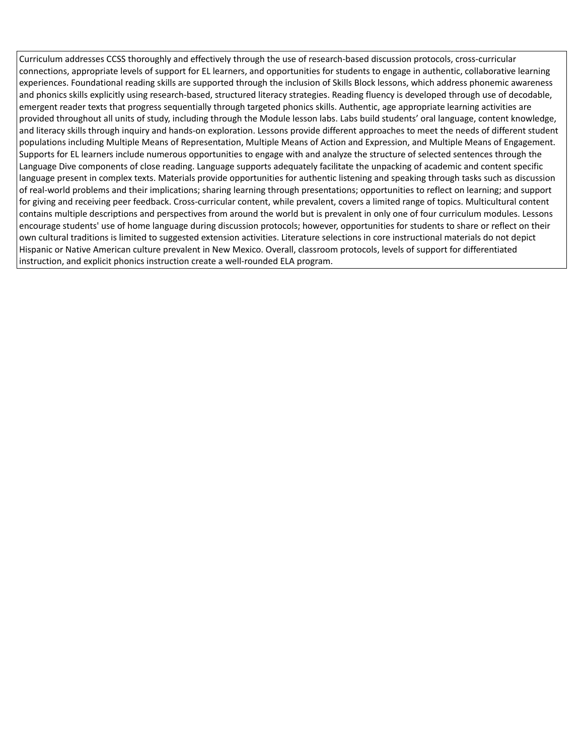Curriculum addresses CCSS thoroughly and effectively through the use of research-based discussion protocols, cross-curricular connections, appropriate levels of support for EL learners, and opportunities for students to engage in authentic, collaborative learning experiences. Foundational reading skills are supported through the inclusion of Skills Block lessons, which address phonemic awareness and phonics skills explicitly using research-based, structured literacy strategies. Reading fluency is developed through use of decodable, emergent reader texts that progress sequentially through targeted phonics skills. Authentic, age appropriate learning activities are provided throughout all units of study, including through the Module lesson labs. Labs build students' oral language, content knowledge, and literacy skills through inquiry and hands-on exploration. Lessons provide different approaches to meet the needs of different student populations including Multiple Means of Representation, Multiple Means of Action and Expression, and Multiple Means of Engagement. Supports for EL learners include numerous opportunities to engage with and analyze the structure of selected sentences through the Language Dive components of close reading. Language supports adequately facilitate the unpacking of academic and content specific language present in complex texts. Materials provide opportunities for authentic listening and speaking through tasks such as discussion of real-world problems and their implications; sharing learning through presentations; opportunities to reflect on learning; and support for giving and receiving peer feedback. Cross-curricular content, while prevalent, covers a limited range of topics. Multicultural content contains multiple descriptions and perspectives from around the world but is prevalent in only one of four curriculum modules. Lessons encourage students' use of home language during discussion protocols; however, opportunities for students to share or reflect on their own cultural traditions is limited to suggested extension activities. Literature selections in core instructional materials do not depict Hispanic or Native American culture prevalent in New Mexico. Overall, classroom protocols, levels of support for differentiated instruction, and explicit phonics instruction create a well-rounded ELA program.